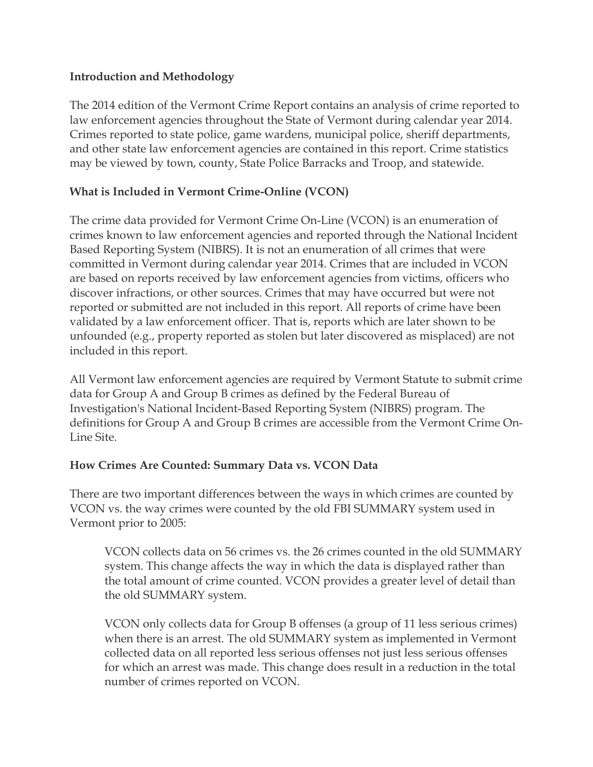**Introduction and Methodology**

The 2014 edition of the Vermont Crime Report contains an analysis of crime reported to law enforcement agencies throughout the State of Vermont during calendar year 2014. Crimes reported to state police, game wardens, municipal police, sheriff departments, and other state law enforcement agencies are contained in this report. Crime statistics may be viewed by town, county, State Police Barracks and Troop, and statewide.

**What is Included in Vermont Crime-Online (VCON)**

The crime data provided for Vermont Crime On-Line (VCON) is an enumeration of crimes known to law enforcement agencies and reported through the National Incident Based Reporting System (NIBRS). It is not an enumeration of all crimes that were committed in Vermont during calendar year 2014. Crimes that are included in VCON are based on reports received by law enforcement agencies from victims, officers who discover infractions, or other sources. Crimes that may have occurred but were not reported or submitted are not included in this report. All reports of crime have been validated by a law enforcement officer. That is, reports which are later shown to be unfounded (e.g., property reported as stolen but later discovered as misplaced) are not included in this report.

All Vermont law enforcement agencies are required by Vermont Statute to submit crime data for Group A and Group B crimes as defined by the Federal Bureau of Investigation's National Incident-Based Reporting System (NIBRS) program. The definitions for Group A and Group B crimes are accessible from the Vermont Crime On-Line Site.

**How Crimes Are Counted: Summary Data vs. VCON Data**

There are two important differences between the ways in which crimes are counted by VCON vs. the way crimes were counted by the old FBI SUMMARY system used in Vermont prior to 2005:

> VCON collects data on 56 crimes vs. the 26 crimes counted in the old SUMMARY system. This change affects the way in which the data is displayed rather than the total amount of crime counted. VCON provides a greater level of detail than the old SUMMARY system.
>
> VCON only collects data for Group B offenses (a group of 11 less serious crimes) when there is an arrest. The old SUMMARY system as implemented in Vermont collected data on all reported less serious offenses not just less serious offenses for which an arrest was made. This change does result in a reduction in the total number of crimes reported on VCON.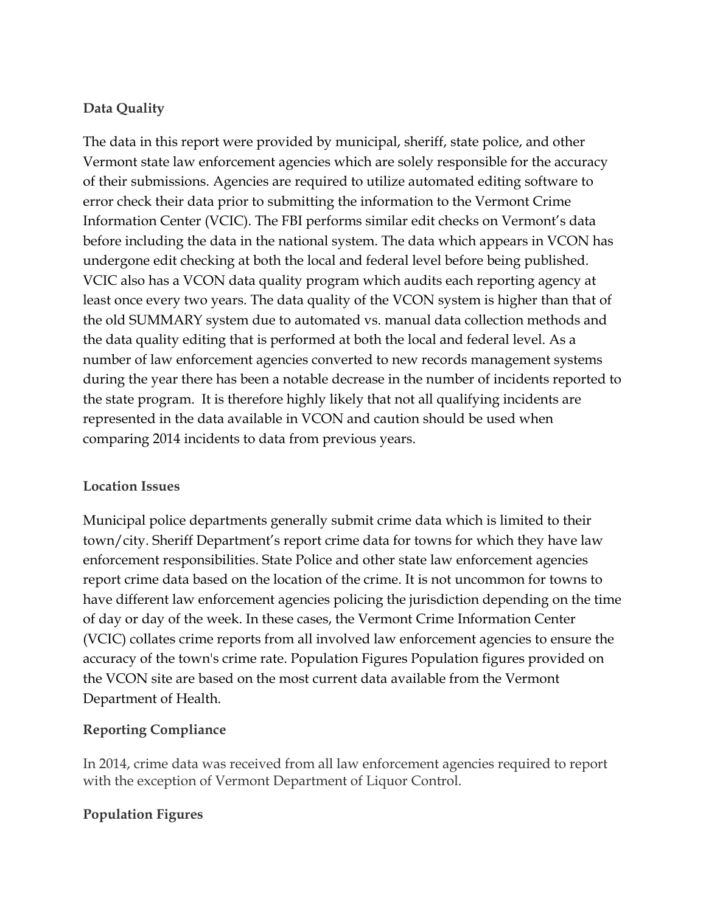**Data Quality**

The data in this report were provided by municipal, sheriff, state police, and other Vermont state law enforcement agencies which are solely responsible for the accuracy of their submissions. Agencies are required to utilize automated editing software to error check their data prior to submitting the information to the Vermont Crime Information Center (VCIC). The FBI performs similar edit checks on Vermont's data before including the data in the national system. The data which appears in VCON has undergone edit checking at both the local and federal level before being published. VCIC also has a VCON data quality program which audits each reporting agency at least once every two years. The data quality of the VCON system is higher than that of the old SUMMARY system due to automated vs. manual data collection methods and the data quality editing that is performed at both the local and federal level. As a number of law enforcement agencies converted to new records management systems during the year there has been a notable decrease in the number of incidents reported to the state program. It is therefore highly likely that not all qualifying incidents are represented in the data available in VCON and caution should be used when comparing 2014 incidents to data from previous years.

**Location Issues**

Municipal police departments generally submit crime data which is limited to their town/city. Sheriff Department's report crime data for towns for which they have law enforcement responsibilities. State Police and other state law enforcement agencies report crime data based on the location of the crime. It is not uncommon for towns to have different law enforcement agencies policing the jurisdiction depending on the time of day or day of the week. In these cases, the Vermont Crime Information Center (VCIC) collates crime reports from all involved law enforcement agencies to ensure the accuracy of the town's crime rate. Population Figures Population figures provided on the VCON site are based on the most current data available from the Vermont Department of Health.

**Reporting Compliance**

In 2014, crime data was received from all law enforcement agencies required to report with the exception of Vermont Department of Liquor Control.

**Population Figures**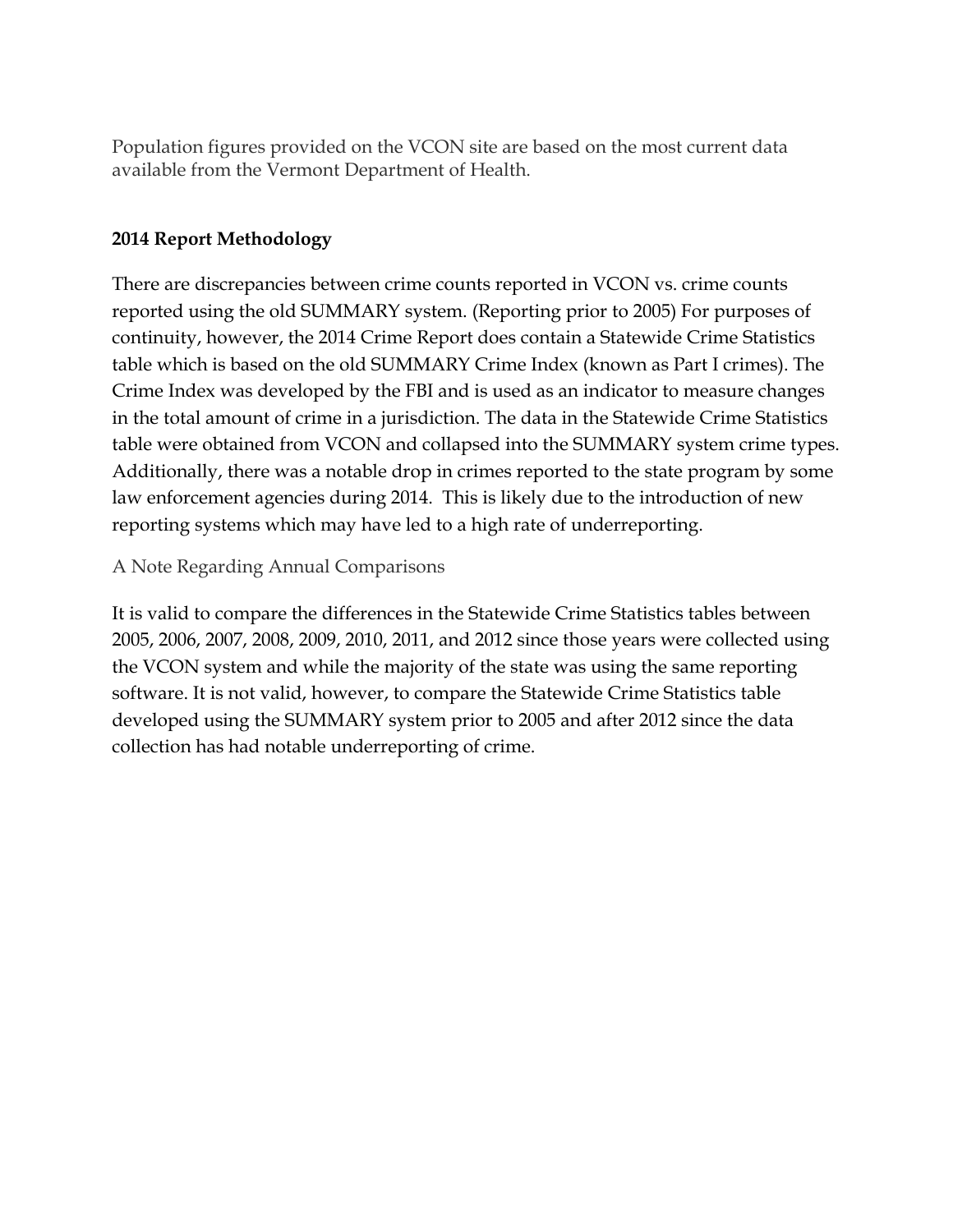Population figures provided on the VCON site are based on the most current data available from the Vermont Department of Health.

**2014 Report Methodology**

There are discrepancies between crime counts reported in VCON vs. crime counts reported using the old SUMMARY system. (Reporting prior to 2005) For purposes of continuity, however, the 2014 Crime Report does contain a Statewide Crime Statistics table which is based on the old SUMMARY Crime Index (known as Part I crimes). The Crime Index was developed by the FBI and is used as an indicator to measure changes in the total amount of crime in a jurisdiction. The data in the Statewide Crime Statistics table were obtained from VCON and collapsed into the SUMMARY system crime types. Additionally, there was a notable drop in crimes reported to the state program by some law enforcement agencies during 2014. This is likely due to the introduction of new reporting systems which may have led to a high rate of underreporting.

A Note Regarding Annual Comparisons

It is valid to compare the differences in the Statewide Crime Statistics tables between 2005, 2006, 2007, 2008, 2009, 2010, 2011, and 2012 since those years were collected using the VCON system and while the majority of the state was using the same reporting software. It is not valid, however, to compare the Statewide Crime Statistics table developed using the SUMMARY system prior to 2005 and after 2012 since the data collection has had notable underreporting of crime.